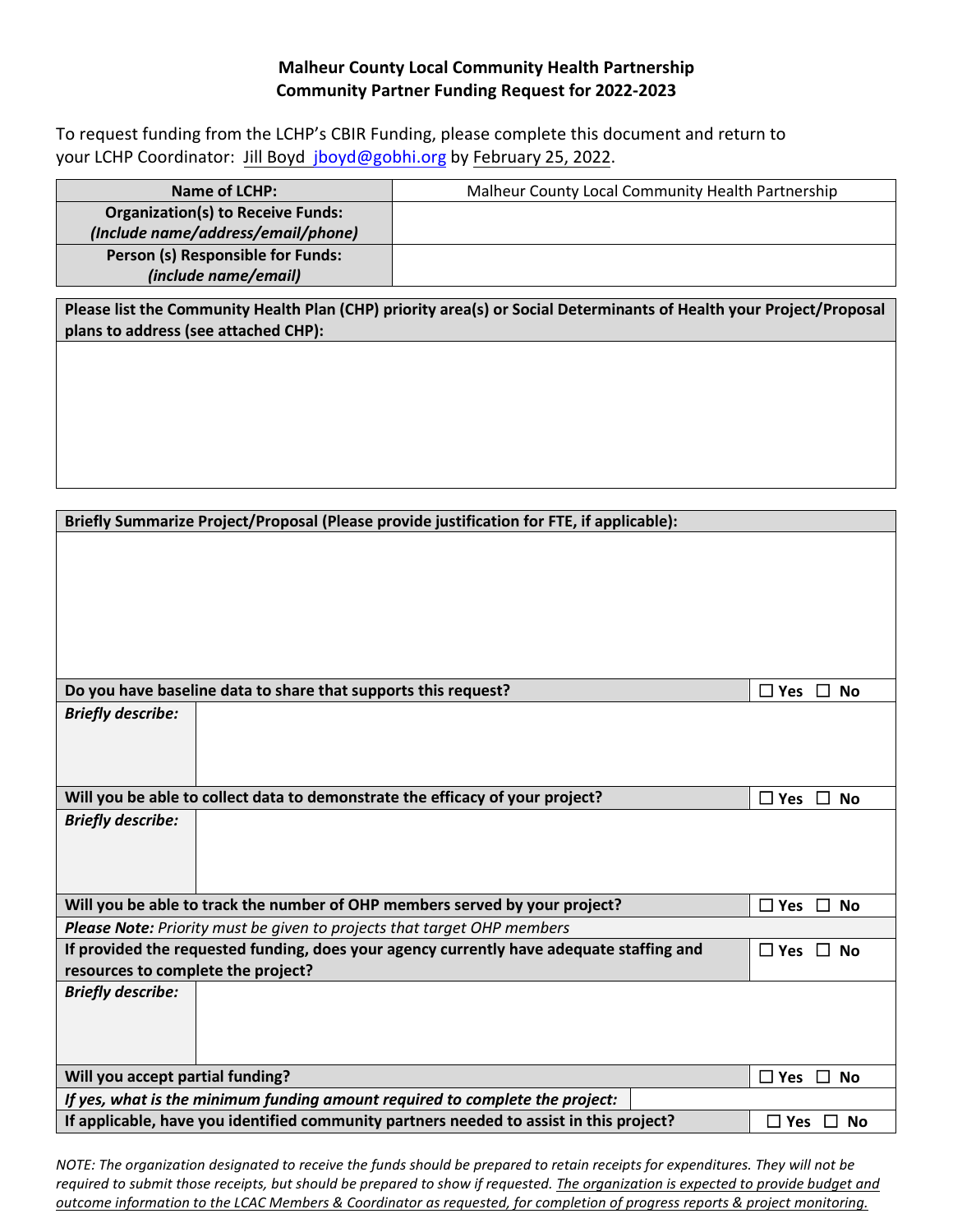**Malheur County Local Community Health Partnership**
**Community Partner Funding Request for 2022-2023**

To request funding from the LCHP's CBIR Funding, please complete this document and return to your LCHP Coordinator: Jill Boyd jboyd@gobhi.org by February 25, 2022.

| **Name of LCHP:** | Malheur County Local Community Health Partnership |
|---|---|
| **Organization(s) to Receive Funds:** ***(Include name/address/email/phone)*** | |
| **Person (s) Responsible for Funds:** ***(include name/email)*** | |

| **Please list the Community Health Plan (CHP) priority area(s) or Social Determinants of Health your Project/Proposal plans to address (see attached CHP):** |
|---|
| |

| **Briefly Summarize Project/Proposal (Please provide justification for FTE, if applicable):** | | |
|---|---|---|
| | | |
| **Do you have baseline data to share that supports this request?** | | ☐ **Yes** ☐ **No** |
| ***Briefly describe:*** | | |
| **Will you be able to collect data to demonstrate the efficacy of your project?** | | ☐ **Yes** ☐ **No** |
| ***Briefly describe:*** | | |
| **Will you be able to track the number of OHP members served by your project?** | | ☐ **Yes** ☐ **No** |
| ***Please Note:*** *Priority must be given to projects that target OHP members* | | |
| **If provided the requested funding, does your agency currently have adequate staffing and resources to complete the project?** | | ☐ **Yes** ☐ **No** |
| ***Briefly describe:*** | | |
| **Will you accept partial funding?** | | ☐ **Yes** ☐ **No** |
| ***If yes, what is the minimum funding amount required to complete the project:*** | | |
| **If applicable, have you identified community partners needed to assist in this project?** | | ☐ **Yes** ☐ **No** |

*NOTE: The organization designated to receive the funds should be prepared to retain receipts for expenditures. They will not be required to submit those receipts, but should be prepared to show if requested. The organization is expected to provide budget and outcome information to the LCAC Members & Coordinator as requested, for completion of progress reports & project monitoring.*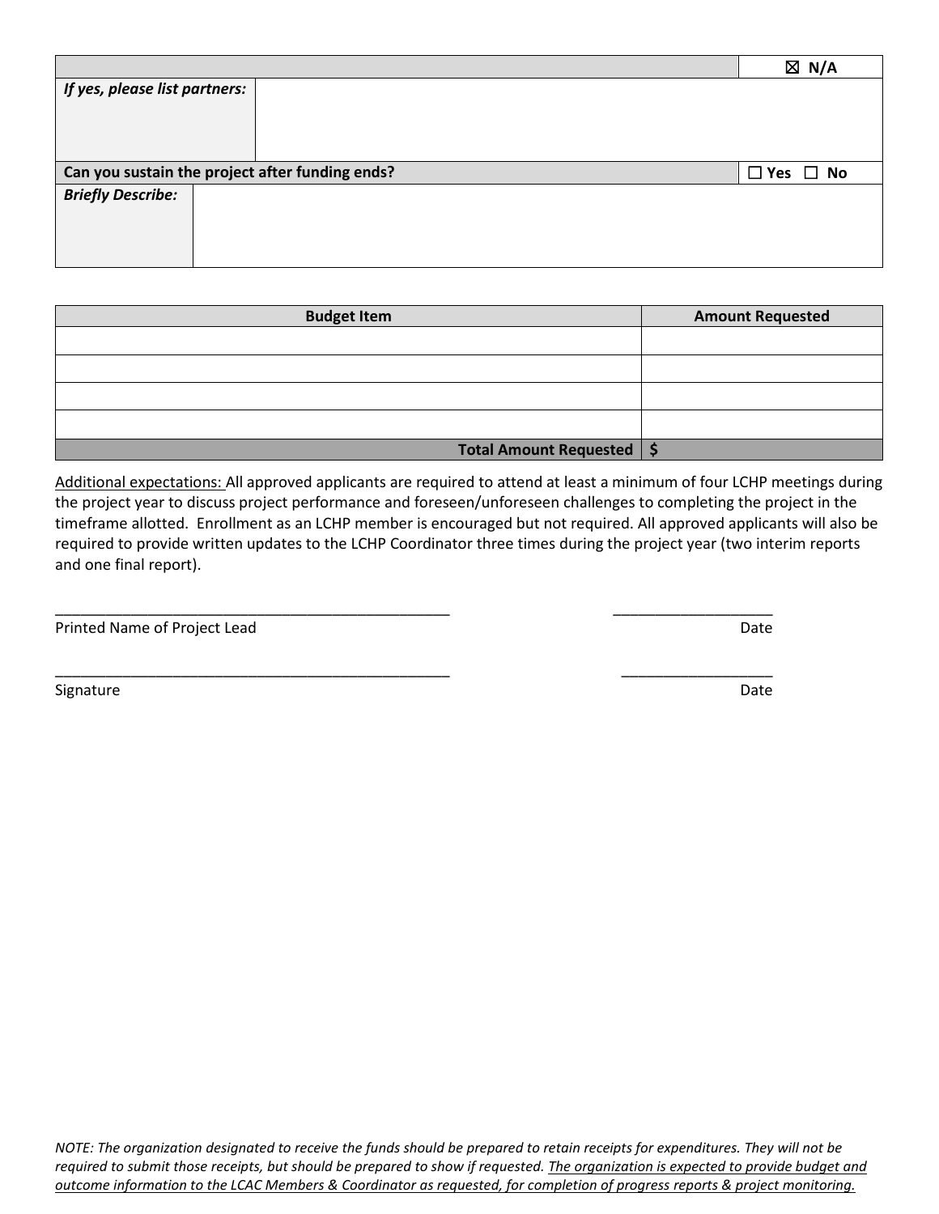| | ☒ N/A |
|---|---|
| ***If yes, please list partners:*** | |
| **Can you sustain the project after funding ends?** | ☐ Yes ☐ No |
| ***Briefly Describe:*** | |

| Budget Item | Amount Requested |
|---|---|
| | |
| | |
| | |
| | |
| **Total Amount Requested** | **$** |

Additional expectations: All approved applicants are required to attend at least a minimum of four LCHP meetings during the project year to discuss project performance and foreseen/unforeseen challenges to completing the project in the timeframe allotted. Enrollment as an LCHP member is encouraged but not required. All approved applicants will also be required to provide written updates to the LCHP Coordinator three times during the project year (two interim reports and one final report).

_________________________________________________ ___________________

Printed Name of Project Lead Date

_________________________________________________ ___________________

Signature Date

*NOTE: The organization designated to receive the funds should be prepared to retain receipts for expenditures. They will not be required to submit those receipts, but should be prepared to show if requested. The organization is expected to provide budget and outcome information to the LCAC Members & Coordinator as requested, for completion of progress reports & project monitoring.*